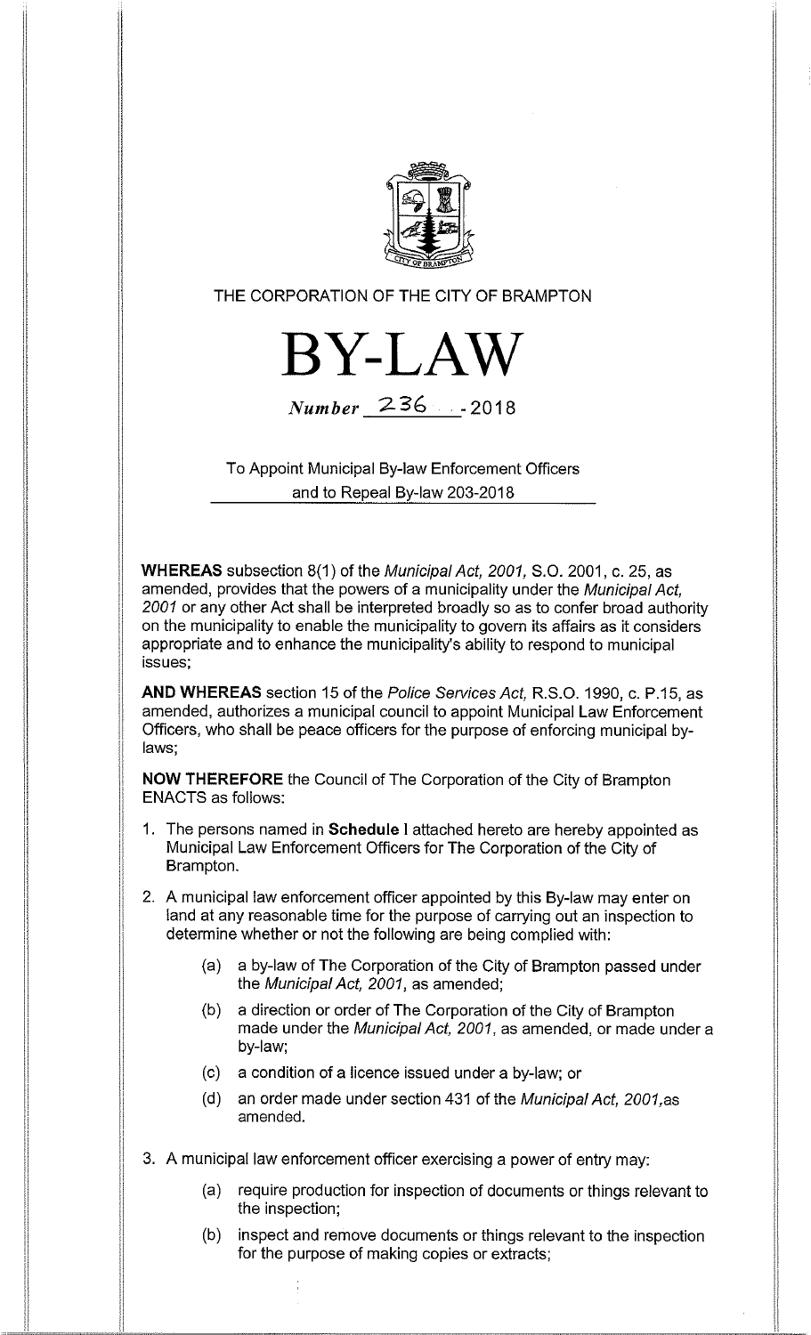THE CORPORATION OF THE CITY OF BRAMPTON

# BY-LAW

*Number* 236 - 2018

To Appoint Municipal By-law Enforcement Officers and to Repeal By-law 203-2018

**WHEREAS** subsection 8(1) of the *Municipal Act, 2001,* S.O. 2001, c. 25, as amended, provides that the powers of a municipality under the *Municipal Act, 2001* or any other Act shall be interpreted broadly so as to confer broad authority on the municipality to enable the municipality to govern its affairs as it considers appropriate and to enhance the municipality's ability to respond to municipal issues;

**AND WHEREAS** section 15 of the *Police Services Act,* R.S.O. 1990, c. P.15, as amended, authorizes a municipal council to appoint Municipal Law Enforcement Officers, who shall be peace officers for the purpose of enforcing municipal by-laws;

**NOW THEREFORE** the Council of The Corporation of the City of Brampton ENACTS as follows:

1. The persons named in **Schedule** I attached hereto are hereby appointed as Municipal Law Enforcement Officers for The Corporation of the City of Brampton.
2. A municipal law enforcement officer appointed by this By-law may enter on land at any reasonable time for the purpose of carrying out an inspection to determine whether or not the following are being complied with:
   - (a) a by-law of The Corporation of the City of Brampton passed under the *Municipal Act, 2001*, as amended;
   - (b) a direction or order of The Corporation of the City of Brampton made under the *Municipal Act, 2001*, as amended, or made under a by-law;
   - (c) a condition of a licence issued under a by-law; or
   - (d) an order made under section 431 of the *Municipal Act, 2001,*as amended.
3. A municipal law enforcement officer exercising a power of entry may:
   - (a) require production for inspection of documents or things relevant to the inspection;
   - (b) inspect and remove documents or things relevant to the inspection for the purpose of making copies or extracts;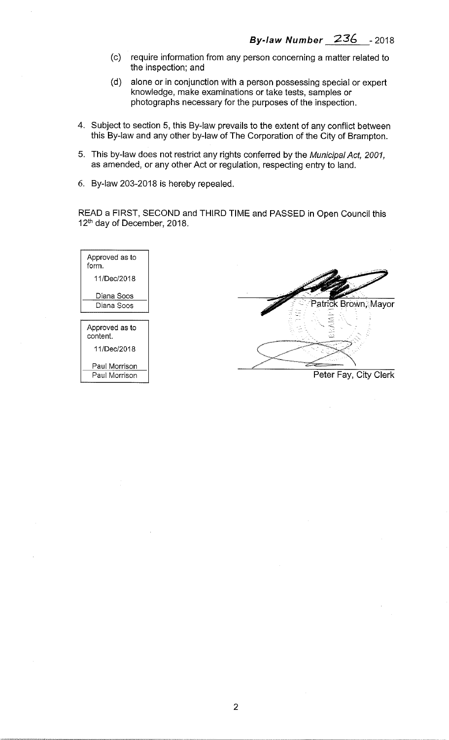**By-law Number 236 - 2018**

(c) require information from any person concerning a matter related to the inspection; and

(d) alone or in conjunction with a person possessing special or expert knowledge, make examinations or take tests, samples or photographs necessary for the purposes of the inspection.

4. Subject to section 5, this By-law prevails to the extent of any conflict between this By-law and any other by-law of The Corporation of the City of Brampton.

5. This by-law does not restrict any rights conferred by the *Municipal Act, 2001,* as amended, or any other Act or regulation, respecting entry to land.

6. By-law 203-2018 is hereby repealed.

READ a FIRST, SECOND and THIRD TIME and PASSED in Open Council this 12th day of December, 2018.

| Approved as to form. |
|---|
| 11/Dec/2018 |
| Diana Soos |
| Diana Soos |

| Approved as to content. |
|---|
| 11/Dec/2018 |
| Paul Morrison |
| Paul Morrison |

Patrick Brown, Mayor

Peter Fay, City Clerk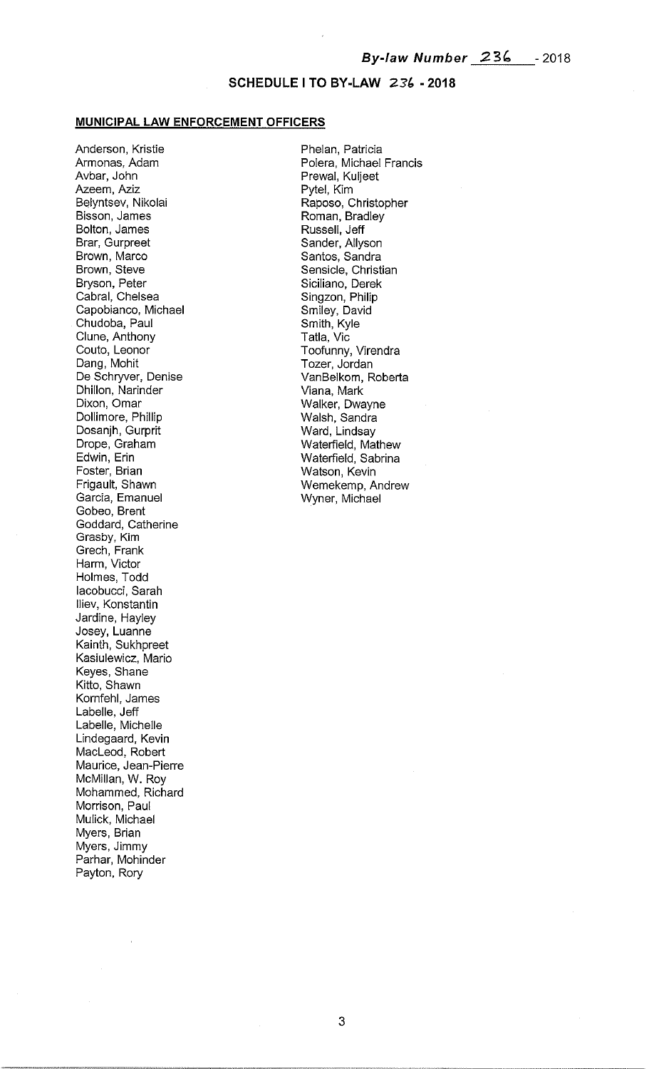**By-law Number 236 - 2018**

## SCHEDULE I TO BY-LAW 236 - 2018

**MUNICIPAL LAW ENFORCEMENT OFFICERS**

Anderson, Kristie
Armonas, Adam
Avbar, John
Azeem, Aziz
Belyntsev, Nikolai
Bisson, James
Bolton, James
Brar, Gurpreet
Brown, Marco
Brown, Steve
Bryson, Peter
Cabral, Chelsea
Capobianco, Michael
Chudoba, Paul
Clune, Anthony
Couto, Leonor
Dang, Mohit
De Schryver, Denise
Dhillon, Narinder
Dixon, Omar
Dollimore, Phillip
Dosanjh, Gurprit
Drope, Graham
Edwin, Erin
Foster, Brian
Frigault, Shawn
Garcia, Emanuel
Gobeo, Brent
Goddard, Catherine
Grasby, Kim
Grech, Frank
Harm, Victor
Holmes, Todd
Iacobucci, Sarah
Iliev, Konstantin
Jardine, Hayley
Josey, Luanne
Kainth, Sukhpreet
Kasiulewicz, Mario
Keyes, Shane
Kitto, Shawn
Kornfehl, James
Labelle, Jeff
Labelle, Michelle
Lindegaard, Kevin
MacLeod, Robert
Maurice, Jean-Pierre
McMillan, W. Roy
Mohammed, Richard
Morrison, Paul
Mulick, Michael
Myers, Brian
Myers, Jimmy
Parhar, Mohinder
Payton, Rory
Phelan, Patricia
Polera, Michael Francis
Prewal, Kuljeet
Pytel, Kim
Raposo, Christopher
Roman, Bradley
Russell, Jeff
Sander, Allyson
Santos, Sandra
Sensicle, Christian
Siciliano, Derek
Singzon, Philip
Smiley, David
Smith, Kyle
Tatla, Vic
Toofunny, Virendra
Tozer, Jordan
VanBelkom, Roberta
Viana, Mark
Walker, Dwayne
Walsh, Sandra
Ward, Lindsay
Waterfield, Mathew
Waterfield, Sabrina
Watson, Kevin
Wemekemp, Andrew
Wyner, Michael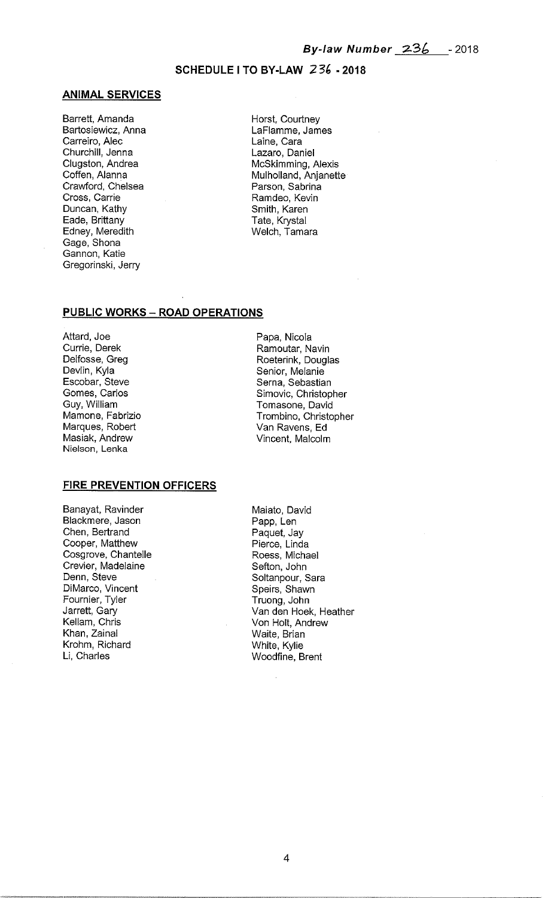**By-law Number 236 - 2018**

## SCHEDULE I TO BY-LAW 236 - 2018

### ANIMAL SERVICES

Barrett, Amanda
Bartosiewicz, Anna
Carreiro, Alec
Churchill, Jenna
Clugston, Andrea
Coffen, Alanna
Crawford, Chelsea
Cross, Carrie
Duncan, Kathy
Eade, Brittany
Edney, Meredith
Gage, Shona
Gannon, Katie
Gregorinski, Jerry
Horst, Courtney
LaFlamme, James
Laine, Cara
Lazaro, Daniel
McSkimming, Alexis
Mulholland, Anjanette
Parson, Sabrina
Ramdeo, Kevin
Smith, Karen
Tate, Krystal
Welch, Tamara

### PUBLIC WORKS – ROAD OPERATIONS

Attard, Joe
Currie, Derek
Delfosse, Greg
Devlin, Kyla
Escobar, Steve
Gomes, Carlos
Guy, William
Mamone, Fabrizio
Marques, Robert
Masiak, Andrew
Nielson, Lenka
Papa, Nicola
Ramoutar, Navin
Roeterink, Douglas
Senior, Melanie
Serna, Sebastian
Simovic, Christopher
Tomasone, David
Trombino, Christopher
Van Ravens, Ed
Vincent, Malcolm

### FIRE PREVENTION OFFICERS

Banayat, Ravinder
Blackmere, Jason
Chen, Bertrand
Cooper, Matthew
Cosgrove, Chantelle
Crevier, Madelaine
Denn, Steve
DiMarco, Vincent
Fournier, Tyler
Jarrett, Gary
Kellam, Chris
Khan, Zainal
Krohm, Richard
Li, Charles
Maiato, David
Papp, Len
Paquet, Jay
Pierce, Linda
Roess, Michael
Sefton, John
Soltanpour, Sara
Speirs, Shawn
Truong, John
Van den Hoek, Heather
Von Holt, Andrew
Waite, Brian
White, Kylie
Woodfine, Brent